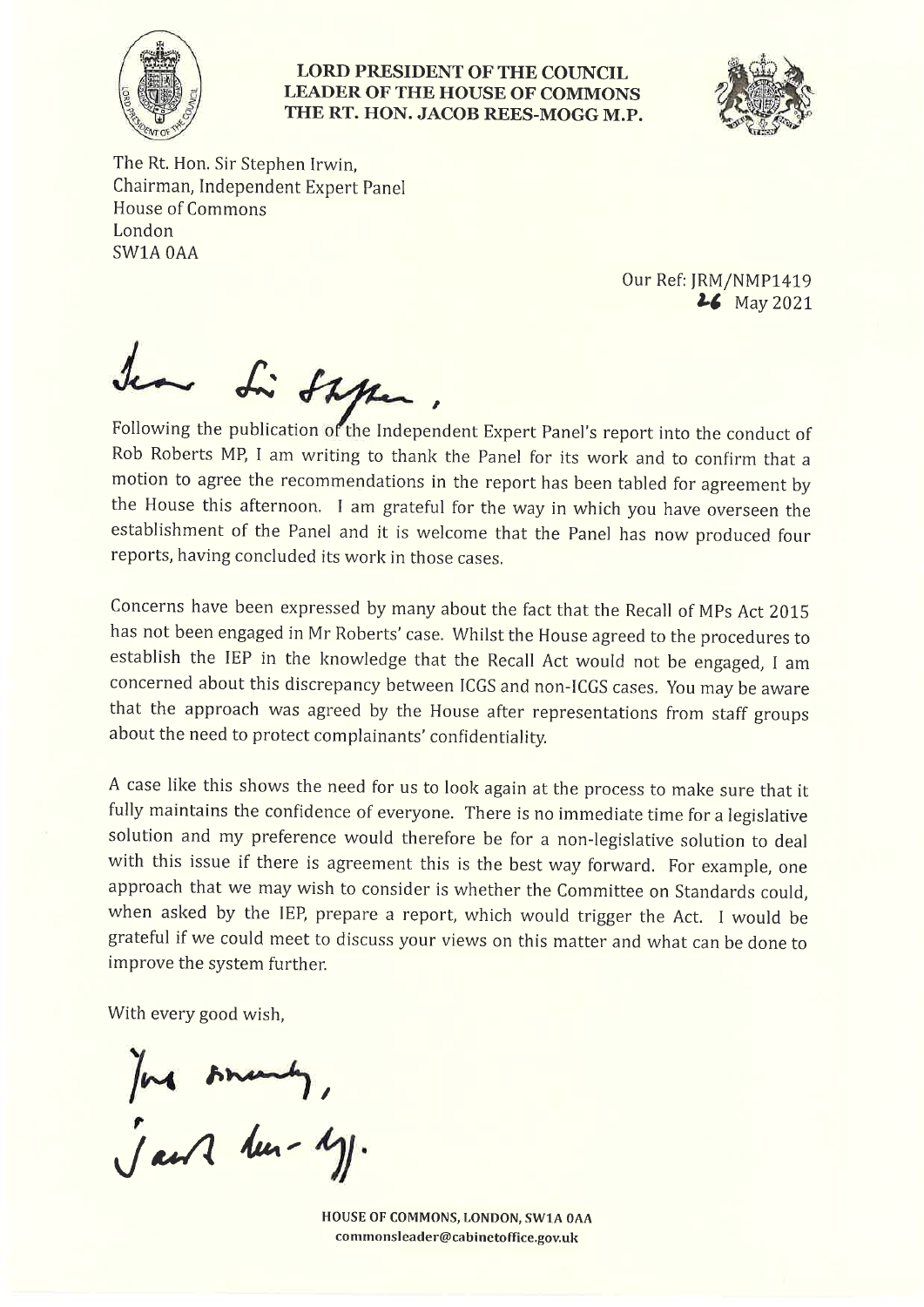**LORD PRESIDENT OF THE COUNCIL**
**LEADER OF THE HOUSE OF COMMONS**
**THE RT. HON. JACOB REES-MOGG M.P.**

The Rt. Hon. Sir Stephen Irwin,
Chairman, Independent Expert Panel
House of Commons
London
SW1A 0AA

Our Ref: JRM/NMP1419
26 May 2021

Dear Sir Stephen,

Following the publication of the Independent Expert Panel's report into the conduct of Rob Roberts MP, I am writing to thank the Panel for its work and to confirm that a motion to agree the recommendations in the report has been tabled for agreement by the House this afternoon. I am grateful for the way in which you have overseen the establishment of the Panel and it is welcome that the Panel has now produced four reports, having concluded its work in those cases.

Concerns have been expressed by many about the fact that the Recall of MPs Act 2015 has not been engaged in Mr Roberts' case. Whilst the House agreed to the procedures to establish the IEP in the knowledge that the Recall Act would not be engaged, I am concerned about this discrepancy between ICGS and non-ICGS cases. You may be aware that the approach was agreed by the House after representations from staff groups about the need to protect complainants' confidentiality.

A case like this shows the need for us to look again at the process to make sure that it fully maintains the confidence of everyone. There is no immediate time for a legislative solution and my preference would therefore be for a non-legislative solution to deal with this issue if there is agreement this is the best way forward. For example, one approach that we may wish to consider is whether the Committee on Standards could, when asked by the IEP, prepare a report, which would trigger the Act. I would be grateful if we could meet to discuss your views on this matter and what can be done to improve the system further.

With every good wish,

Yours sincerely,
Jacob Rees-Mogg.

**HOUSE OF COMMONS, LONDON, SW1A 0AA**
**commonsleader@cabinetoffice.gov.uk**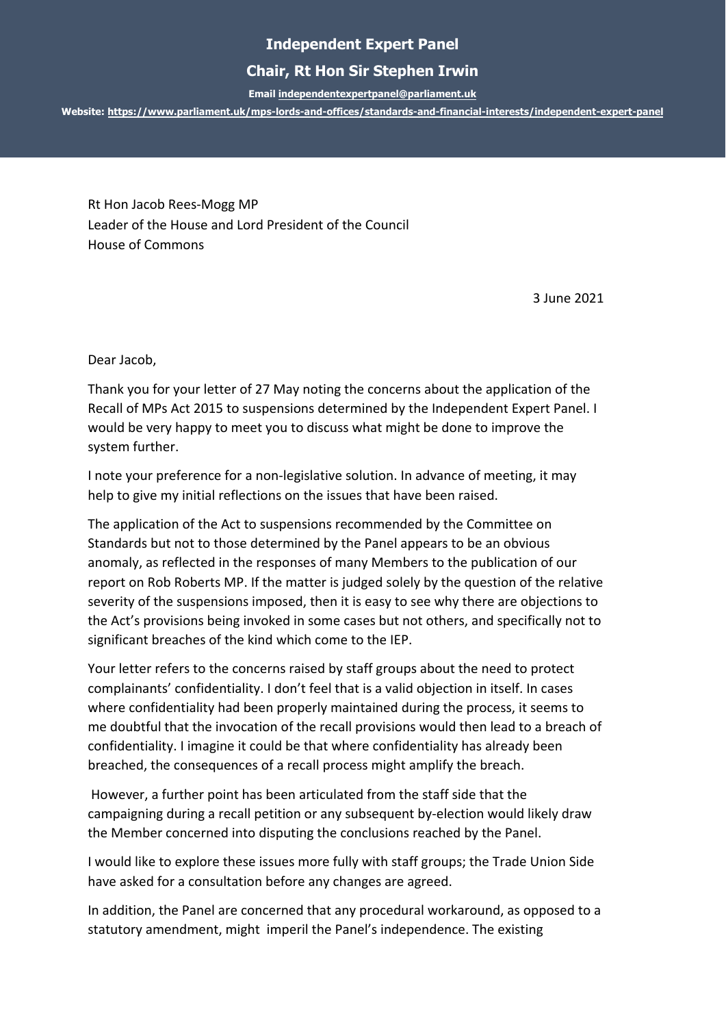**Independent Expert Panel**

**Chair, Rt Hon Sir Stephen Irwin**

**Email independentexpertpanel@parliament.uk**

**Website: https://www.parliament.uk/mps-lords-and-offices/standards-and-financial-interests/independent-expert-panel**

Rt Hon Jacob Rees-Mogg MP
Leader of the House and Lord President of the Council
House of Commons

3 June 2021

Dear Jacob,

Thank you for your letter of 27 May noting the concerns about the application of the Recall of MPs Act 2015 to suspensions determined by the Independent Expert Panel. I would be very happy to meet you to discuss what might be done to improve the system further.

I note your preference for a non-legislative solution. In advance of meeting, it may help to give my initial reflections on the issues that have been raised.

The application of the Act to suspensions recommended by the Committee on Standards but not to those determined by the Panel appears to be an obvious anomaly, as reflected in the responses of many Members to the publication of our report on Rob Roberts MP. If the matter is judged solely by the question of the relative severity of the suspensions imposed, then it is easy to see why there are objections to the Act's provisions being invoked in some cases but not others, and specifically not to significant breaches of the kind which come to the IEP.

Your letter refers to the concerns raised by staff groups about the need to protect complainants' confidentiality. I don't feel that is a valid objection in itself. In cases where confidentiality had been properly maintained during the process, it seems to me doubtful that the invocation of the recall provisions would then lead to a breach of confidentiality. I imagine it could be that where confidentiality has already been breached, the consequences of a recall process might amplify the breach.

However, a further point has been articulated from the staff side that the campaigning during a recall petition or any subsequent by-election would likely draw the Member concerned into disputing the conclusions reached by the Panel.

I would like to explore these issues more fully with staff groups; the Trade Union Side have asked for a consultation before any changes are agreed.

In addition, the Panel are concerned that any procedural workaround, as opposed to a statutory amendment, might imperil the Panel's independence. The existing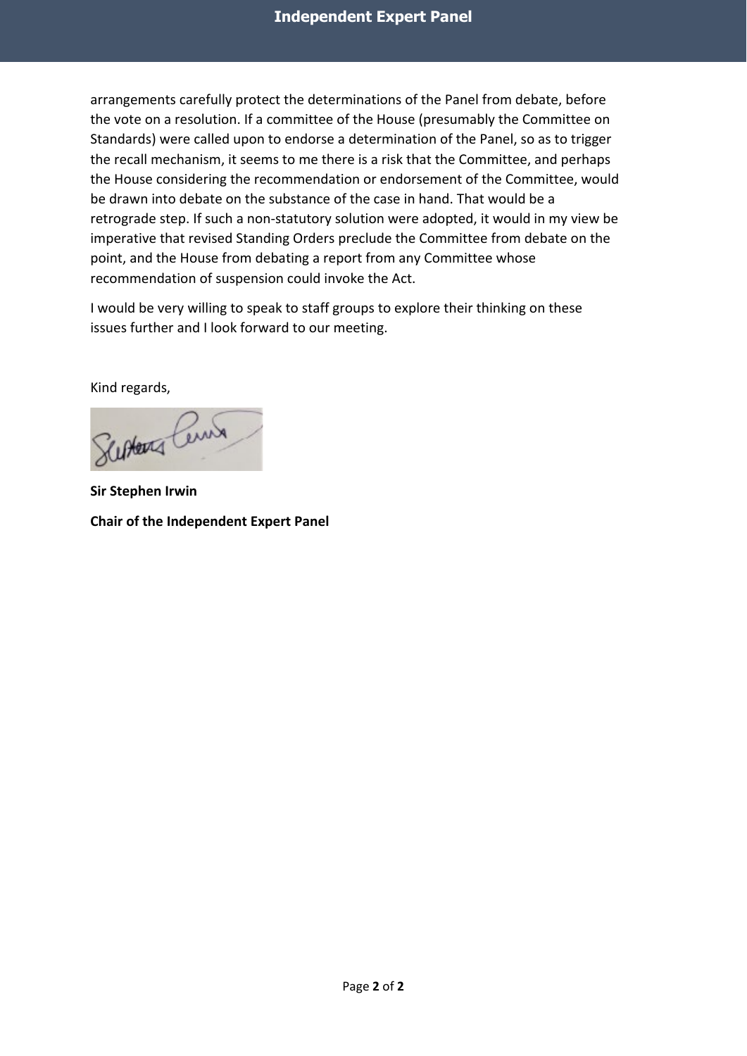arrangements carefully protect the determinations of the Panel from debate, before the vote on a resolution. If a committee of the House (presumably the Committee on Standards) were called upon to endorse a determination of the Panel, so as to trigger the recall mechanism, it seems to me there is a risk that the Committee, and perhaps the House considering the recommendation or endorsement of the Committee, would be drawn into debate on the substance of the case in hand. That would be a retrograde step. If such a non-statutory solution were adopted, it would in my view be imperative that revised Standing Orders preclude the Committee from debate on the point, and the House from debating a report from any Committee whose recommendation of suspension could invoke the Act.

I would be very willing to speak to staff groups to explore their thinking on these issues further and I look forward to our meeting.

Kind regards,

**Sir Stephen Irwin**

**Chair of the Independent Expert Panel**